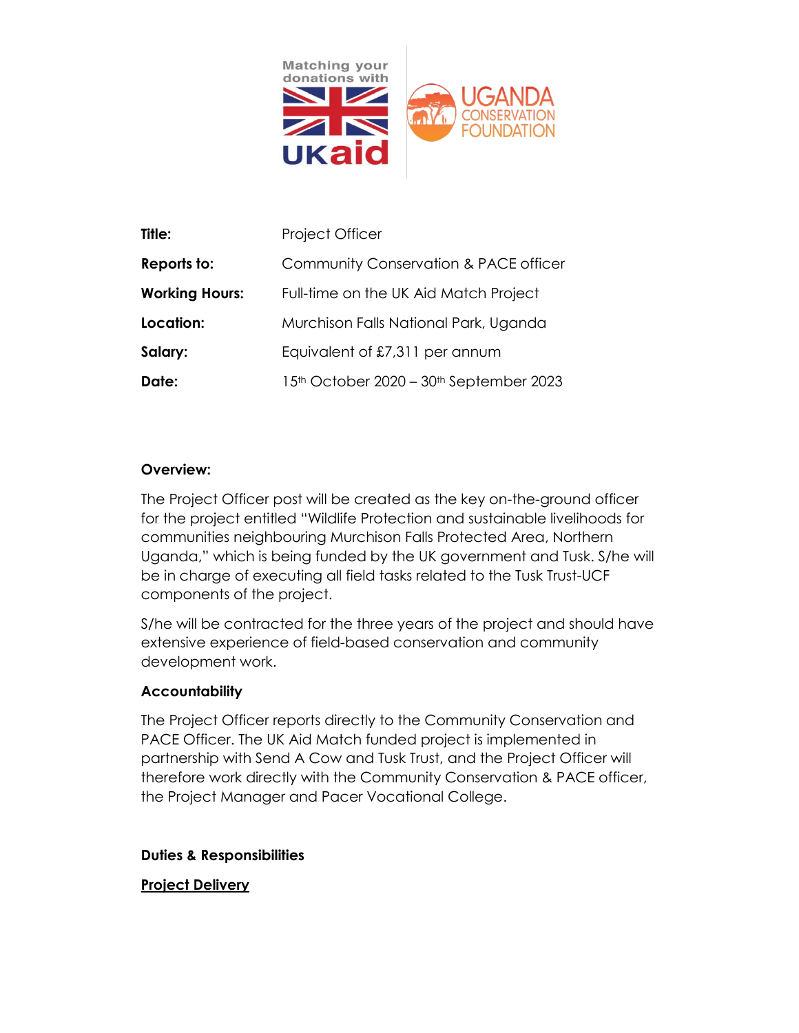| | |
|---|---|
| **Title:** | Project Officer |
| **Reports to:** | Community Conservation & PACE officer |
| **Working Hours:** | Full-time on the UK Aid Match Project |
| **Location:** | Murchison Falls National Park, Uganda |
| **Salary:** | Equivalent of £7,311 per annum |
| **Date:** | 15th October 2020 – 30th September 2023 |

**Overview:**

The Project Officer post will be created as the key on-the-ground officer for the project entitled "Wildlife Protection and sustainable livelihoods for communities neighbouring Murchison Falls Protected Area, Northern Uganda," which is being funded by the UK government and Tusk. S/he will be in charge of executing all field tasks related to the Tusk Trust-UCF components of the project.

S/he will be contracted for the three years of the project and should have extensive experience of field-based conservation and community development work.

**Accountability**

The Project Officer reports directly to the Community Conservation and PACE Officer. The UK Aid Match funded project is implemented in partnership with Send A Cow and Tusk Trust, and the Project Officer will therefore work directly with the Community Conservation & PACE officer, the Project Manager and Pacer Vocational College.

**Duties & Responsibilities**

**Project Delivery**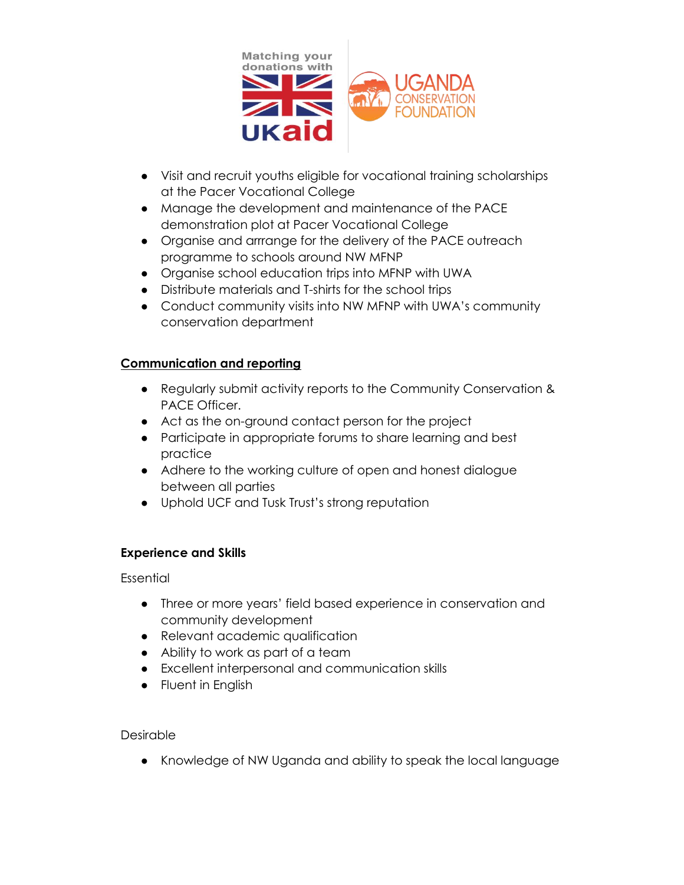- Visit and recruit youths eligible for vocational training scholarships at the Pacer Vocational College
- Manage the development and maintenance of the PACE demonstration plot at Pacer Vocational College
- Organise and arrrange for the delivery of the PACE outreach programme to schools around NW MFNP
- Organise school education trips into MFNP with UWA
- Distribute materials and T-shirts for the school trips
- Conduct community visits into NW MFNP with UWA's community conservation department

**Communication and reporting**

- Regularly submit activity reports to the Community Conservation & PACE Officer.
- Act as the on-ground contact person for the project
- Participate in appropriate forums to share learning and best practice
- Adhere to the working culture of open and honest dialogue between all parties
- Uphold UCF and Tusk Trust's strong reputation

**Experience and Skills**

Essential

- Three or more years' field based experience in conservation and community development
- Relevant academic qualification
- Ability to work as part of a team
- Excellent interpersonal and communication skills
- Fluent in English

Desirable

- Knowledge of NW Uganda and ability to speak the local language